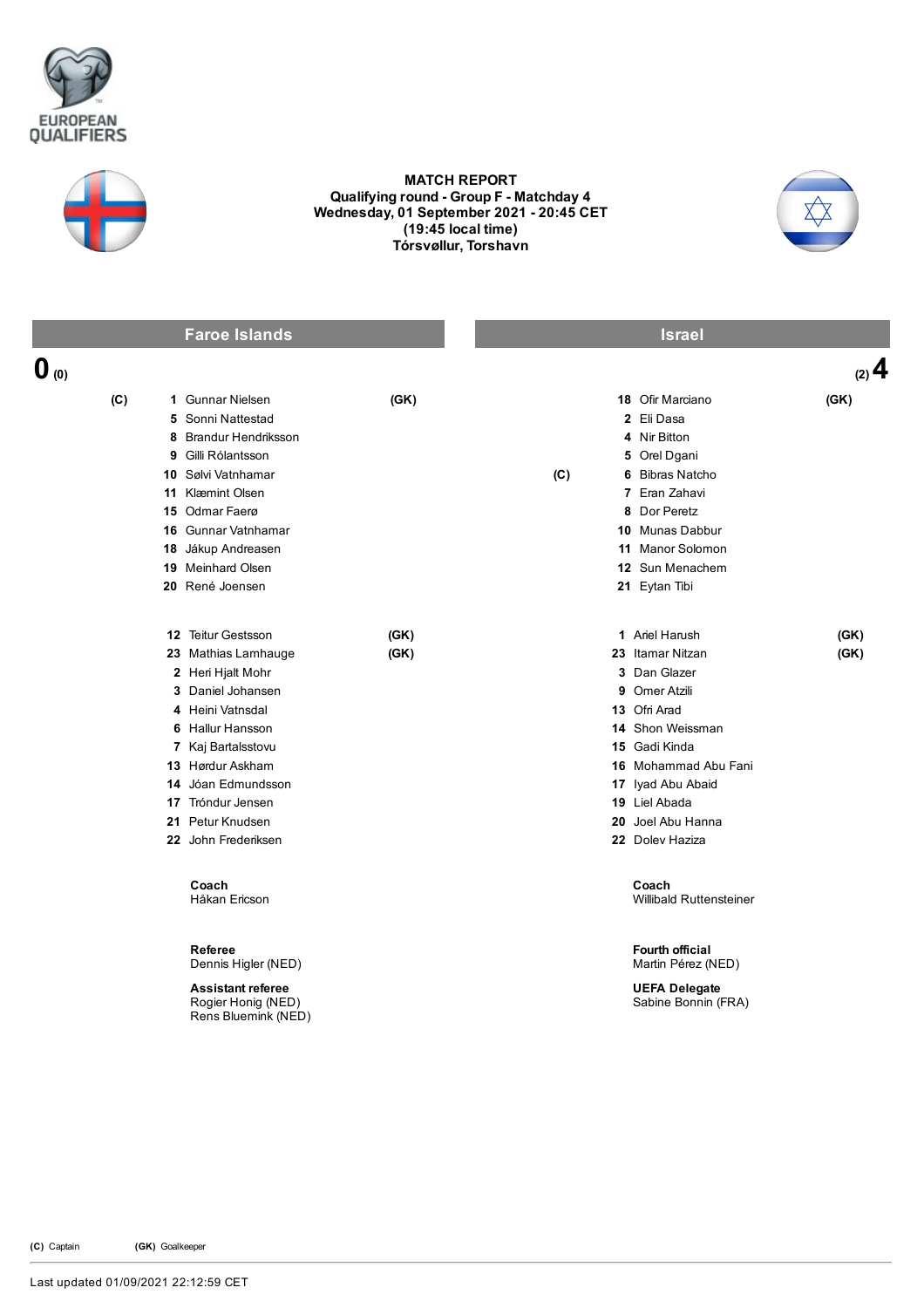EUROPEAN QUALIFIERS

# MATCH REPORT

**Qualifying round - Group F - Matchday 4**
**Wednesday, 01 September 2021 - 20:45 CET**
**(19:45 local time)**
**Tórsvøllur, Torshavn**

| Faroe Islands | | | | Israel | | | |
|---|---|---|---|---|---|---|---|
| **0** (0) | | | | | | | (2) **4** |
| (C) | **1** | Gunnar Nielsen | (GK) | | **18** | Ofir Marciano | (GK) |
| | **5** | Sonni Nattestad | | | **2** | Eli Dasa | |
| | **8** | Brandur Hendriksson | | | **4** | Nir Bitton | |
| | **9** | Gilli Rólantsson | | | **5** | Orel Dgani | |
| | **10** | Sølvi Vatnhamar | | (C) | **6** | Bibras Natcho | |
| | **11** | Klæmint Olsen | | | **7** | Eran Zahavi | |
| | **15** | Odmar Faerø | | | **8** | Dor Peretz | |
| | **16** | Gunnar Vatnhamar | | | **10** | Munas Dabbur | |
| | **18** | Jákup Andreasen | | | **11** | Manor Solomon | |
| | **19** | Meinhard Olsen | | | **12** | Sun Menachem | |
| | **20** | René Joensen | | | **21** | Eytan Tibi | |

| Faroe Islands | | | Israel | | |
|---|---|---|---|---|---|
| **12** | Teitur Gestsson | (GK) | **1** | Ariel Harush | (GK) |
| **23** | Mathias Lamhauge | (GK) | **23** | Itamar Nitzan | (GK) |
| **2** | Heri Hjalt Mohr | | **3** | Dan Glazer | |
| **3** | Daniel Johansen | | **9** | Omer Atzili | |
| **4** | Heini Vatnsdal | | **13** | Ofri Arad | |
| **6** | Hallur Hansson | | **14** | Shon Weissman | |
| **7** | Kaj Bartalsstovu | | **15** | Gadi Kinda | |
| **13** | Hørdur Askham | | **16** | Mohammad Abu Fani | |
| **14** | Jóan Edmundsson | | **17** | Iyad Abu Abaid | |
| **17** | Tróndur Jensen | | **19** | Liel Abada | |
| **21** | Petur Knudsen | | **20** | Joel Abu Hanna | |
| **22** | John Frederiksen | | **22** | Dolev Haziza | |

**Coach**
Håkan Ericson

**Coach**
Willibald Ruttensteiner

**Referee**
Dennis Higler (NED)

**Fourth official**
Martin Pérez (NED)

**Assistant referee**
Rogier Honig (NED)
Rens Bluemink (NED)

**UEFA Delegate**
Sabine Bonnin (FRA)

**(C)** Captain **(GK)** Goalkeeper

Last updated 01/09/2021 22:12:59 CET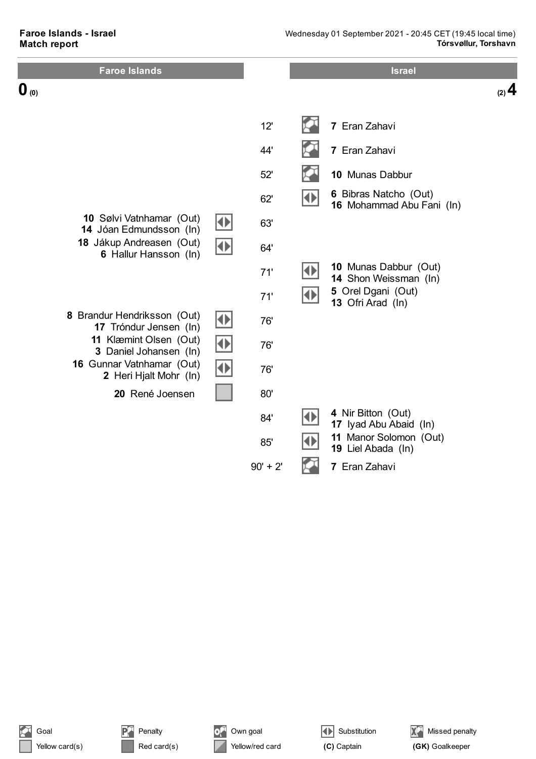**Faroe Islands - Israel**
**Match report**

Wednesday 01 September 2021 - 20:45 CET (19:45 local time)
**Tórsvøllur, Torshavn**

| Faroe Islands | | Minute | | Israel |
| --- | --- | --- | --- | --- |
| **0** (0) | | | | (2) **4** |
| | | 12' | Goal | **7** Eran Zahavi |
| | | 44' | Goal | **7** Eran Zahavi |
| | | 52' | Goal | **10** Munas Dabbur |
| | | 62' | Substitution | **6** Bibras Natcho (Out)<br>**16** Mohammad Abu Fani (In) |
| **10** Sølvi Vatnhamar (Out)<br>**14** Jóan Edmundsson (In) | Substitution | 63' | | |
| **18** Jákup Andreasen (Out)<br>**6** Hallur Hansson (In) | Substitution | 64' | | |
| | | 71' | Substitution | **10** Munas Dabbur (Out)<br>**14** Shon Weissman (In) |
| | | 71' | Substitution | **5** Orel Dgani (Out)<br>**13** Ofri Arad (In) |
| **8** Brandur Hendriksson (Out)<br>**17** Tróndur Jensen (In) | Substitution | 76' | | |
| **11** Klæmint Olsen (Out)<br>**3** Daniel Johansen (In) | Substitution | 76' | | |
| **16** Gunnar Vatnhamar (Out)<br>**2** Heri Hjalt Mohr (In) | Substitution | 76' | | |
| **20** René Joensen | Yellow card | 80' | | |
| | | 84' | Substitution | **4** Nir Bitton (Out)<br>**17** Iyad Abu Abaid (In) |
| | | 85' | Substitution | **11** Manor Solomon (Out)<br>**19** Liel Abada (In) |
| | | 90' + 2' | Goal | **7** Eran Zahavi |

Goal · Penalty · Own goal · Substitution · Missed penalty
Yellow card(s) · Red card(s) · Yellow/red card · **(C)** Captain · **(GK)** Goalkeeper